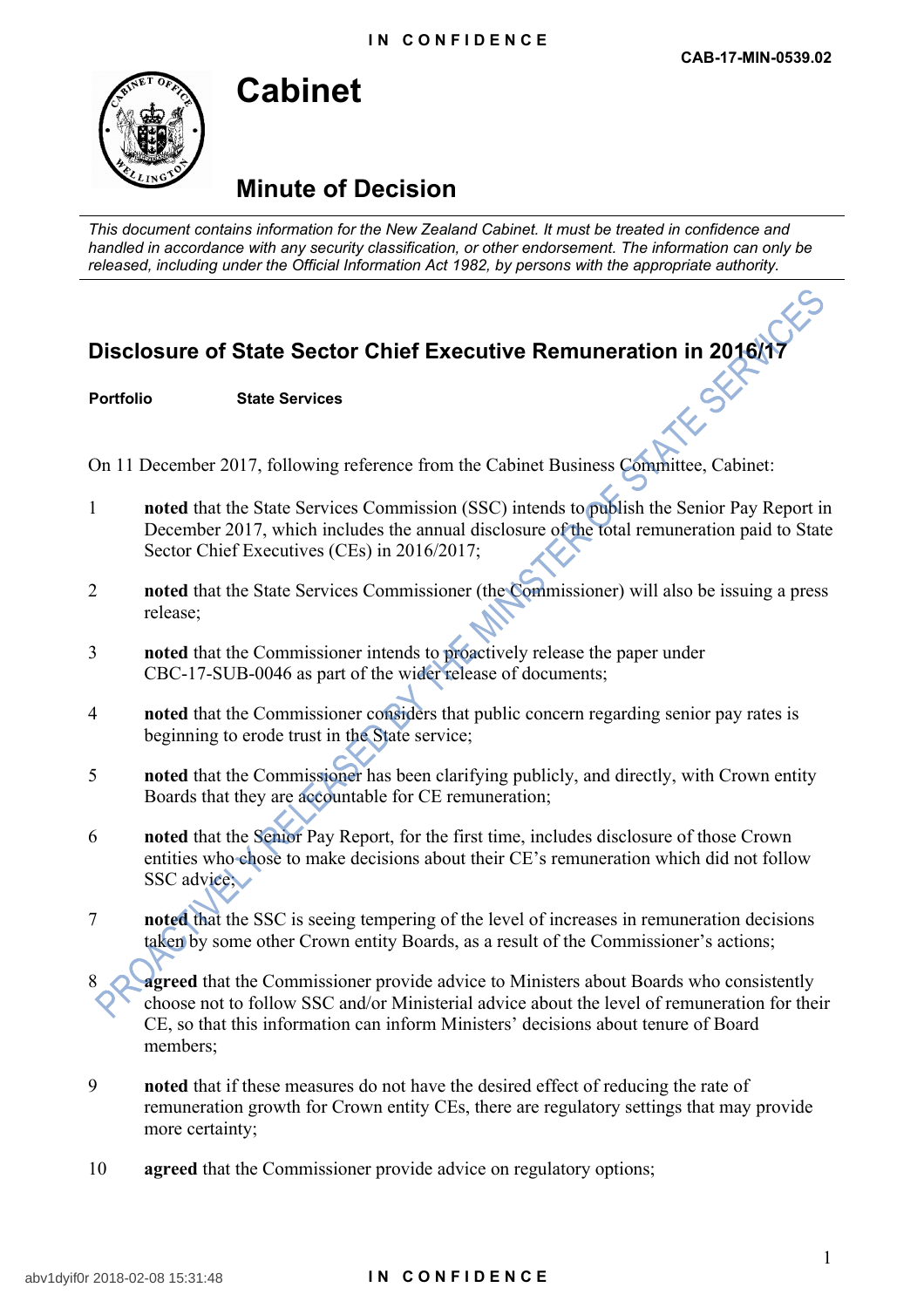IN CONFIDENCE

CAB-17-MIN-0539.02

# Cabinet

## Minute of Decision

*This document contains information for the New Zealand Cabinet. It must be treated in confidence and handled in accordance with any security classification, or other endorsement. The information can only be released, including under the Official Information Act 1982, by persons with the appropriate authority.*

## Disclosure of State Sector Chief Executive Remuneration in 2016/17

**Portfolio** **State Services**

On 11 December 2017, following reference from the Cabinet Business Committee, Cabinet:

1. **noted** that the State Services Commission (SSC) intends to publish the Senior Pay Report in December 2017, which includes the annual disclosure of the total remuneration paid to State Sector Chief Executives (CEs) in 2016/2017;

2. **noted** that the State Services Commissioner (the Commissioner) will also be issuing a press release;

3. **noted** that the Commissioner intends to proactively release the paper under CBC-17-SUB-0046 as part of the wider release of documents;

4. **noted** that the Commissioner considers that public concern regarding senior pay rates is beginning to erode trust in the State service;

5. **noted** that the Commissioner has been clarifying publicly, and directly, with Crown entity Boards that they are accountable for CE remuneration;

6. **noted** that the Senior Pay Report, for the first time, includes disclosure of those Crown entities who chose to make decisions about their CE's remuneration which did not follow SSC advice;

7. **noted** that the SSC is seeing tempering of the level of increases in remuneration decisions taken by some other Crown entity Boards, as a result of the Commissioner's actions;

8. **agreed** that the Commissioner provide advice to Ministers about Boards who consistently choose not to follow SSC and/or Ministerial advice about the level of remuneration for their CE, so that this information can inform Ministers' decisions about tenure of Board members;

9. **noted** that if these measures do not have the desired effect of reducing the rate of remuneration growth for Crown entity CEs, there are regulatory settings that may provide more certainty;

10. **agreed** that the Commissioner provide advice on regulatory options;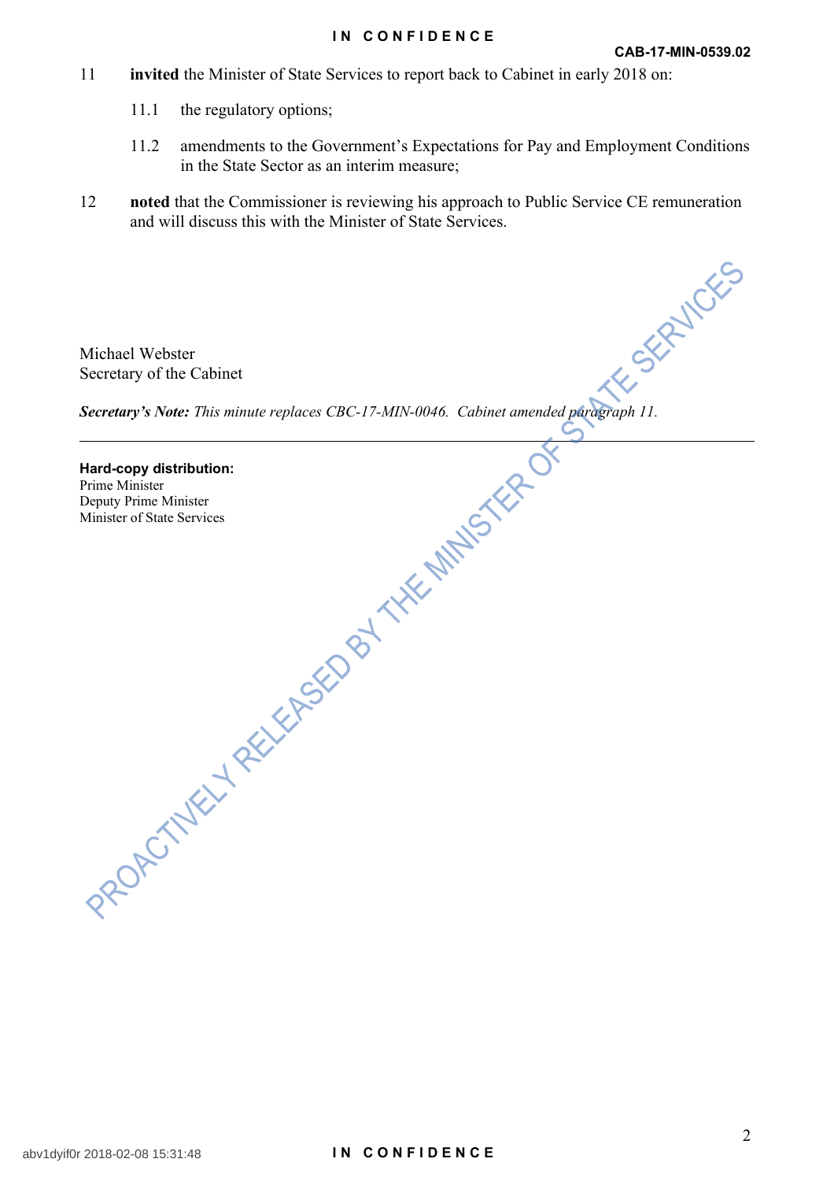11 **invited** the Minister of State Services to report back to Cabinet in early 2018 on:

   11.1 the regulatory options;

   11.2 amendments to the Government's Expectations for Pay and Employment Conditions in the State Sector as an interim measure;

12 **noted** that the Commissioner is reviewing his approach to Public Service CE remuneration and will discuss this with the Minister of State Services.

Michael Webster
Secretary of the Cabinet

***Secretary's Note:*** *This minute replaces CBC-17-MIN-0046. Cabinet amended paragraph 11.*

---

**Hard-copy distribution:**
Prime Minister
Deputy Prime Minister
Minister of State Services

PROACTIVELY RELEASED BY THE MINISTER OF STATE SERVICES